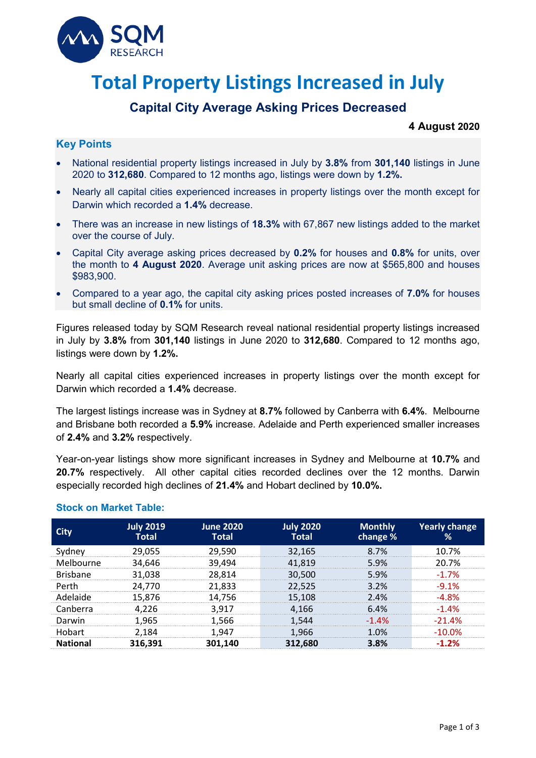# Total Property Listings Increased in July

## Capital City Average Asking Prices Decreased

**4 August 2020**

### Key Points

- National residential property listings increased in July by **3.8%** from **301,140** listings in June 2020 to **312,680**. Compared to 12 months ago, listings were down by **1.2%.**
- Nearly all capital cities experienced increases in property listings over the month except for Darwin which recorded a **1.4%** decrease.
- There was an increase in new listings of **18.3%** with 67,867 new listings added to the market over the course of July.
- Capital City average asking prices decreased by **0.2%** for houses and **0.8%** for units, over the month to **4 August 2020**. Average unit asking prices are now at $565,800 and houses $983,900.
- Compared to a year ago, the capital city asking prices posted increases of **7.0%** for houses but small decline of **0.1%** for units.

Figures released today by SQM Research reveal national residential property listings increased in July by **3.8%** from **301,140** listings in June 2020 to **312,680**. Compared to 12 months ago, listings were down by **1.2%.**

Nearly all capital cities experienced increases in property listings over the month except for Darwin which recorded a **1.4%** decrease.

The largest listings increase was in Sydney at **8.7%** followed by Canberra with **6.4%**. Melbourne and Brisbane both recorded a **5.9%** increase. Adelaide and Perth experienced smaller increases of **2.4%** and **3.2%** respectively.

Year-on-year listings show more significant increases in Sydney and Melbourne at **10.7%** and **20.7%** respectively. All other capital cities recorded declines over the 12 months. Darwin especially recorded high declines of **21.4%** and Hobart declined by **10.0%.**

### Stock on Market Table:

| City | July 2019 Total | June 2020 Total | July 2020 Total | Monthly change % | Yearly change % |
|---|---|---|---|---|---|
| Sydney | 29,055 | 29,590 | 32,165 | 8.7% | 10.7% |
| Melbourne | 34,646 | 39,494 | 41,819 | 5.9% | 20.7% |
| Brisbane | 31,038 | 28,814 | 30,500 | 5.9% | -1.7% |
| Perth | 24,770 | 21,833 | 22,525 | 3.2% | -9.1% |
| Adelaide | 15,876 | 14,756 | 15,108 | 2.4% | -4.8% |
| Canberra | 4,226 | 3,917 | 4,166 | 6.4% | -1.4% |
| Darwin | 1,965 | 1,566 | 1,544 | -1.4% | -21.4% |
| Hobart | 2,184 | 1,947 | 1,966 | 1.0% | -10.0% |
| **National** | **316,391** | **301,140** | **312,680** | **3.8%** | **-1.2%** |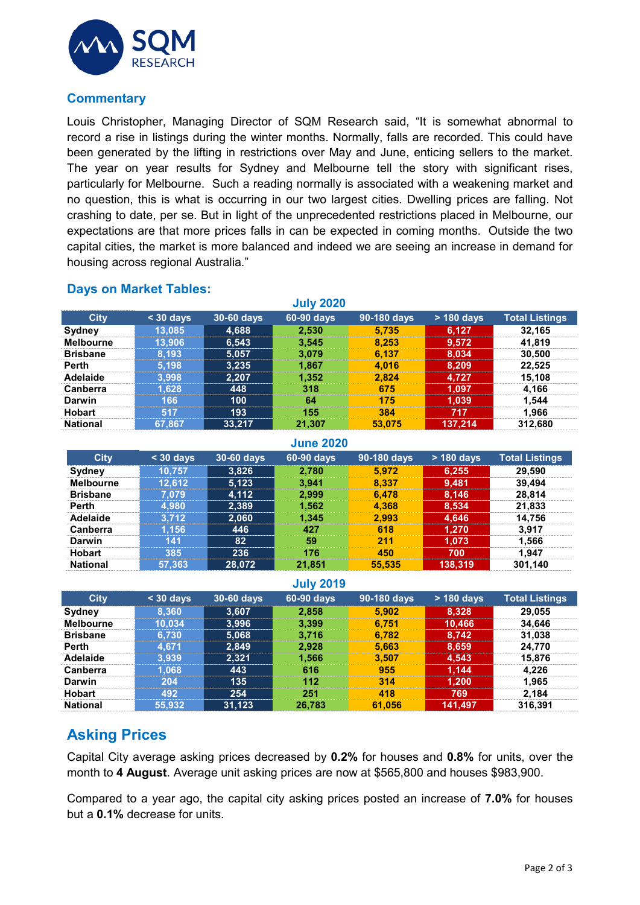## Commentary

Louis Christopher, Managing Director of SQM Research said, "It is somewhat abnormal to record a rise in listings during the winter months. Normally, falls are recorded. This could have been generated by the lifting in restrictions over May and June, enticing sellers to the market. The year on year results for Sydney and Melbourne tell the story with significant rises, particularly for Melbourne. Such a reading normally is associated with a weakening market and no question, this is what is occurring in our two largest cities. Dwelling prices are falling. Not crashing to date, per se. But in light of the unprecedented restrictions placed in Melbourne, our expectations are that more prices falls in can be expected in coming months. Outside the two capital cities, the market is more balanced and indeed we are seeing an increase in demand for housing across regional Australia."

## Days on Market Tables:

### July 2020

| City | < 30 days | 30-60 days | 60-90 days | 90-180 days | > 180 days | Total Listings |
|---|---|---|---|---|---|---|
| Sydney | 13,085 | 4,688 | 2,530 | 5,735 | 6,127 | 32,165 |
| Melbourne | 13,906 | 6,543 | 3,545 | 8,253 | 9,572 | 41,819 |
| Brisbane | 8,193 | 5,057 | 3,079 | 6,137 | 8,034 | 30,500 |
| Perth | 5,198 | 3,235 | 1,867 | 4,016 | 8,209 | 22,525 |
| Adelaide | 3,998 | 2,207 | 1,352 | 2,824 | 4,727 | 15,108 |
| Canberra | 1,628 | 448 | 318 | 675 | 1,097 | 4,166 |
| Darwin | 166 | 100 | 64 | 175 | 1,039 | 1,544 |
| Hobart | 517 | 193 | 155 | 384 | 717 | 1,966 |
| National | 67,867 | 33,217 | 21,307 | 53,075 | 137,214 | 312,680 |

### June 2020

| City | < 30 days | 30-60 days | 60-90 days | 90-180 days | > 180 days | Total Listings |
|---|---|---|---|---|---|---|
| Sydney | 10,757 | 3,826 | 2,780 | 5,972 | 6,255 | 29,590 |
| Melbourne | 12,612 | 5,123 | 3,941 | 8,337 | 9,481 | 39,494 |
| Brisbane | 7,079 | 4,112 | 2,999 | 6,478 | 8,146 | 28,814 |
| Perth | 4,980 | 2,389 | 1,562 | 4,368 | 8,534 | 21,833 |
| Adelaide | 3,712 | 2,060 | 1,345 | 2,993 | 4,646 | 14,756 |
| Canberra | 1,156 | 446 | 427 | 618 | 1,270 | 3,917 |
| Darwin | 141 | 82 | 59 | 211 | 1,073 | 1,566 |
| Hobart | 385 | 236 | 176 | 450 | 700 | 1,947 |
| National | 57,363 | 28,072 | 21,851 | 55,535 | 138,319 | 301,140 |

### July 2019

| City | < 30 days | 30-60 days | 60-90 days | 90-180 days | > 180 days | Total Listings |
|---|---|---|---|---|---|---|
| Sydney | 8,360 | 3,607 | 2,858 | 5,902 | 8,328 | 29,055 |
| Melbourne | 10,034 | 3,996 | 3,399 | 6,751 | 10,466 | 34,646 |
| Brisbane | 6,730 | 5,068 | 3,716 | 6,782 | 8,742 | 31,038 |
| Perth | 4,671 | 2,849 | 2,928 | 5,663 | 8,659 | 24,770 |
| Adelaide | 3,939 | 2,321 | 1,566 | 3,507 | 4,543 | 15,876 |
| Canberra | 1,068 | 443 | 616 | 955 | 1,144 | 4,226 |
| Darwin | 204 | 135 | 112 | 314 | 1,200 | 1,965 |
| Hobart | 492 | 254 | 251 | 418 | 769 | 2,184 |
| National | 55,932 | 31,123 | 26,783 | 61,056 | 141,497 | 316,391 |

## Asking Prices

Capital City average asking prices decreased by **0.2%** for houses and **0.8%** for units, over the month to **4 August**. Average unit asking prices are now at $565,800 and houses $983,900.

Compared to a year ago, the capital city asking prices posted an increase of **7.0%** for houses but a **0.1%** decrease for units.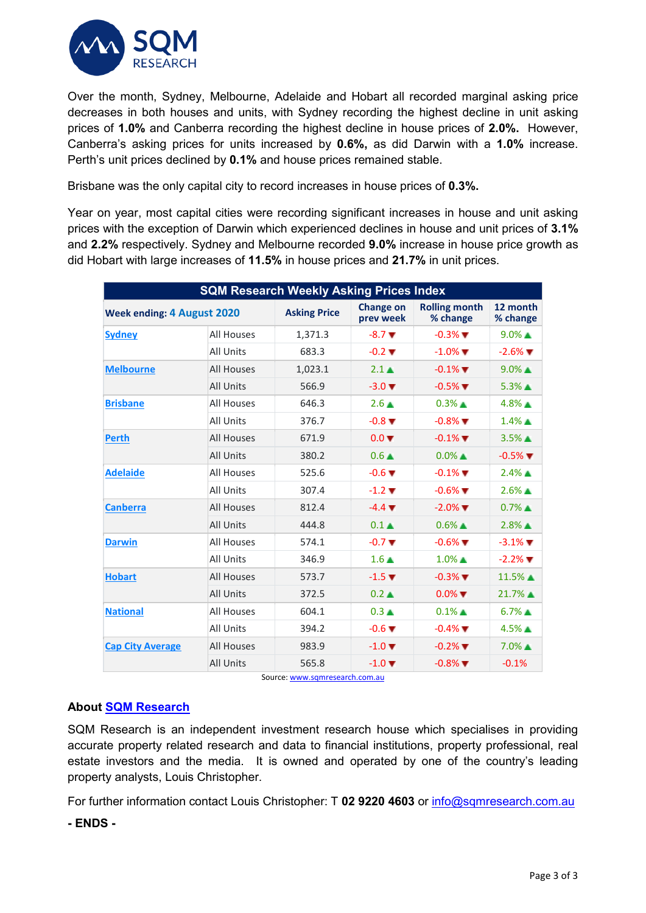Over the month, Sydney, Melbourne, Adelaide and Hobart all recorded marginal asking price decreases in both houses and units, with Sydney recording the highest decline in unit asking prices of **1.0%** and Canberra recording the highest decline in house prices of **2.0%.** However, Canberra's asking prices for units increased by **0.6%,** as did Darwin with a **1.0%** increase. Perth's unit prices declined by **0.1%** and house prices remained stable.

Brisbane was the only capital city to record increases in house prices of **0.3%.**

Year on year, most capital cities were recording significant increases in house and unit asking prices with the exception of Darwin which experienced declines in house and unit prices of **3.1%** and **2.2%** respectively. Sydney and Melbourne recorded **9.0%** increase in house price growth as did Hobart with large increases of **11.5%** in house prices and **21.7%** in unit prices.

**SQM Research Weekly Asking Prices Index**

| Week ending: 4 August 2020 | | Asking Price | Change on prev week | Rolling month % change | 12 month % change |
|---|---|---|---|---|---|
| Sydney | All Houses | 1,371.3 | -8.7 ▼ | -0.3% ▼ | 9.0% ▲ |
| | All Units | 683.3 | -0.2 ▼ | -1.0% ▼ | -2.6% ▼ |
| Melbourne | All Houses | 1,023.1 | 2.1 ▲ | -0.1% ▼ | 9.0% ▲ |
| | All Units | 566.9 | -3.0 ▼ | -0.5% ▼ | 5.3% ▲ |
| Brisbane | All Houses | 646.3 | 2.6 ▲ | 0.3% ▲ | 4.8% ▲ |
| | All Units | 376.7 | -0.8 ▼ | -0.8% ▼ | 1.4% ▲ |
| Perth | All Houses | 671.9 | 0.0 ▼ | -0.1% ▼ | 3.5% ▲ |
| | All Units | 380.2 | 0.6 ▲ | 0.0% ▲ | -0.5% ▼ |
| Adelaide | All Houses | 525.6 | -0.6 ▼ | -0.1% ▼ | 2.4% ▲ |
| | All Units | 307.4 | -1.2 ▼ | -0.6% ▼ | 2.6% ▲ |
| Canberra | All Houses | 812.4 | -4.4 ▼ | -2.0% ▼ | 0.7% ▲ |
| | All Units | 444.8 | 0.1 ▲ | 0.6% ▲ | 2.8% ▲ |
| Darwin | All Houses | 574.1 | -0.7 ▼ | -0.6% ▼ | -3.1% ▼ |
| | All Units | 346.9 | 1.6 ▲ | 1.0% ▲ | -2.2% ▼ |
| Hobart | All Houses | 573.7 | -1.5 ▼ | -0.3% ▼ | 11.5% ▲ |
| | All Units | 372.5 | 0.2 ▲ | 0.0% ▼ | 21.7% ▲ |
| National | All Houses | 604.1 | 0.3 ▲ | 0.1% ▲ | 6.7% ▲ |
| | All Units | 394.2 | -0.6 ▼ | -0.4% ▼ | 4.5% ▲ |
| Cap City Average | All Houses | 983.9 | -1.0 ▼ | -0.2% ▼ | 7.0% ▲ |
| | All Units | 565.8 | -1.0 ▼ | -0.8% ▼ | -0.1% |

Source: www.sqmresearch.com.au

## About SQM Research

SQM Research is an independent investment research house which specialises in providing accurate property related research and data to financial institutions, property professional, real estate investors and the media. It is owned and operated by one of the country's leading property analysts, Louis Christopher.

For further information contact Louis Christopher: T **02 9220 4603** or info@sqmresearch.com.au

**- ENDS -**